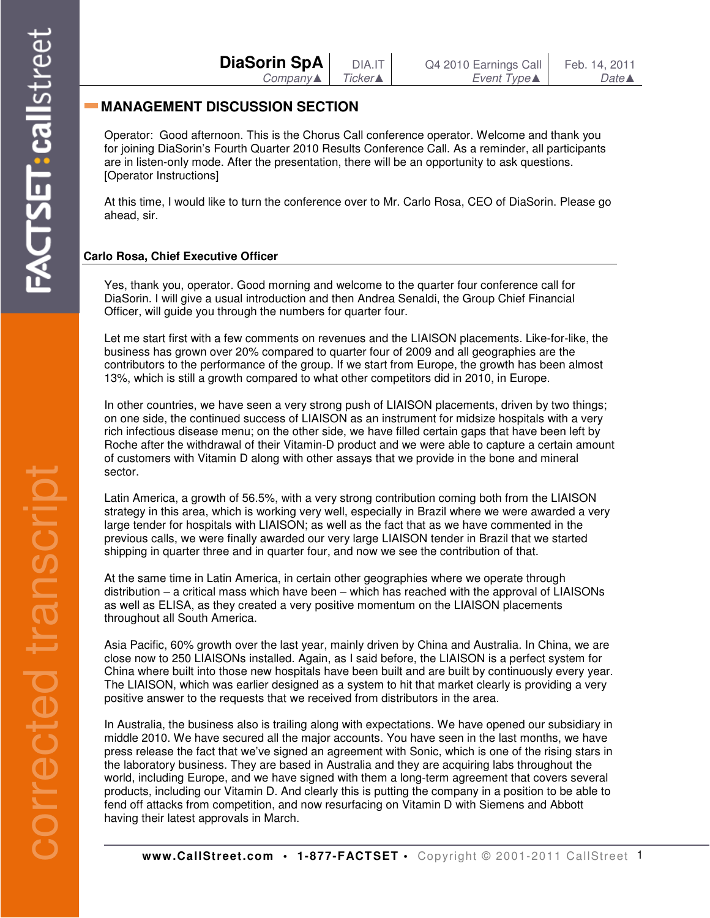| DiaSorin SpA | DIA.IT | Q4 2010 Earnings Call | Feb. 14, 2011 |
|---|---|---|---|
| *Company▲* | *Ticker▲* | *Event Type▲* | *Date▲* |

## MANAGEMENT DISCUSSION SECTION

Operator: Good afternoon. This is the Chorus Call conference operator. Welcome and thank you for joining DiaSorin's Fourth Quarter 2010 Results Conference Call. As a reminder, all participants are in listen-only mode. After the presentation, there will be an opportunity to ask questions. [Operator Instructions]

At this time, I would like to turn the conference over to Mr. Carlo Rosa, CEO of DiaSorin. Please go ahead, sir.

### Carlo Rosa, Chief Executive Officer

Yes, thank you, operator. Good morning and welcome to the quarter four conference call for DiaSorin. I will give a usual introduction and then Andrea Senaldi, the Group Chief Financial Officer, will guide you through the numbers for quarter four.

Let me start first with a few comments on revenues and the LIAISON placements. Like-for-like, the business has grown over 20% compared to quarter four of 2009 and all geographies are the contributors to the performance of the group. If we start from Europe, the growth has been almost 13%, which is still a growth compared to what other competitors did in 2010, in Europe.

In other countries, we have seen a very strong push of LIAISON placements, driven by two things; on one side, the continued success of LIAISON as an instrument for midsize hospitals with a very rich infectious disease menu; on the other side, we have filled certain gaps that have been left by Roche after the withdrawal of their Vitamin-D product and we were able to capture a certain amount of customers with Vitamin D along with other assays that we provide in the bone and mineral sector.

Latin America, a growth of 56.5%, with a very strong contribution coming both from the LIAISON strategy in this area, which is working very well, especially in Brazil where we were awarded a very large tender for hospitals with LIAISON; as well as the fact that as we have commented in the previous calls, we were finally awarded our very large LIAISON tender in Brazil that we started shipping in quarter three and in quarter four, and now we see the contribution of that.

At the same time in Latin America, in certain other geographies where we operate through distribution – a critical mass which have been – which has reached with the approval of LIAISONs as well as ELISA, as they created a very positive momentum on the LIAISON placements throughout all South America.

Asia Pacific, 60% growth over the last year, mainly driven by China and Australia. In China, we are close now to 250 LIAISONs installed. Again, as I said before, the LIAISON is a perfect system for China where built into those new hospitals have been built and are built by continuously every year. The LIAISON, which was earlier designed as a system to hit that market clearly is providing a very positive answer to the requests that we received from distributors in the area.

In Australia, the business also is trailing along with expectations. We have opened our subsidiary in middle 2010. We have secured all the major accounts. You have seen in the last months, we have press release the fact that we've signed an agreement with Sonic, which is one of the rising stars in the laboratory business. They are based in Australia and they are acquiring labs throughout the world, including Europe, and we have signed with them a long-term agreement that covers several products, including our Vitamin D. And clearly this is putting the company in a position to be able to fend off attacks from competition, and now resurfacing on Vitamin D with Siemens and Abbott having their latest approvals in March.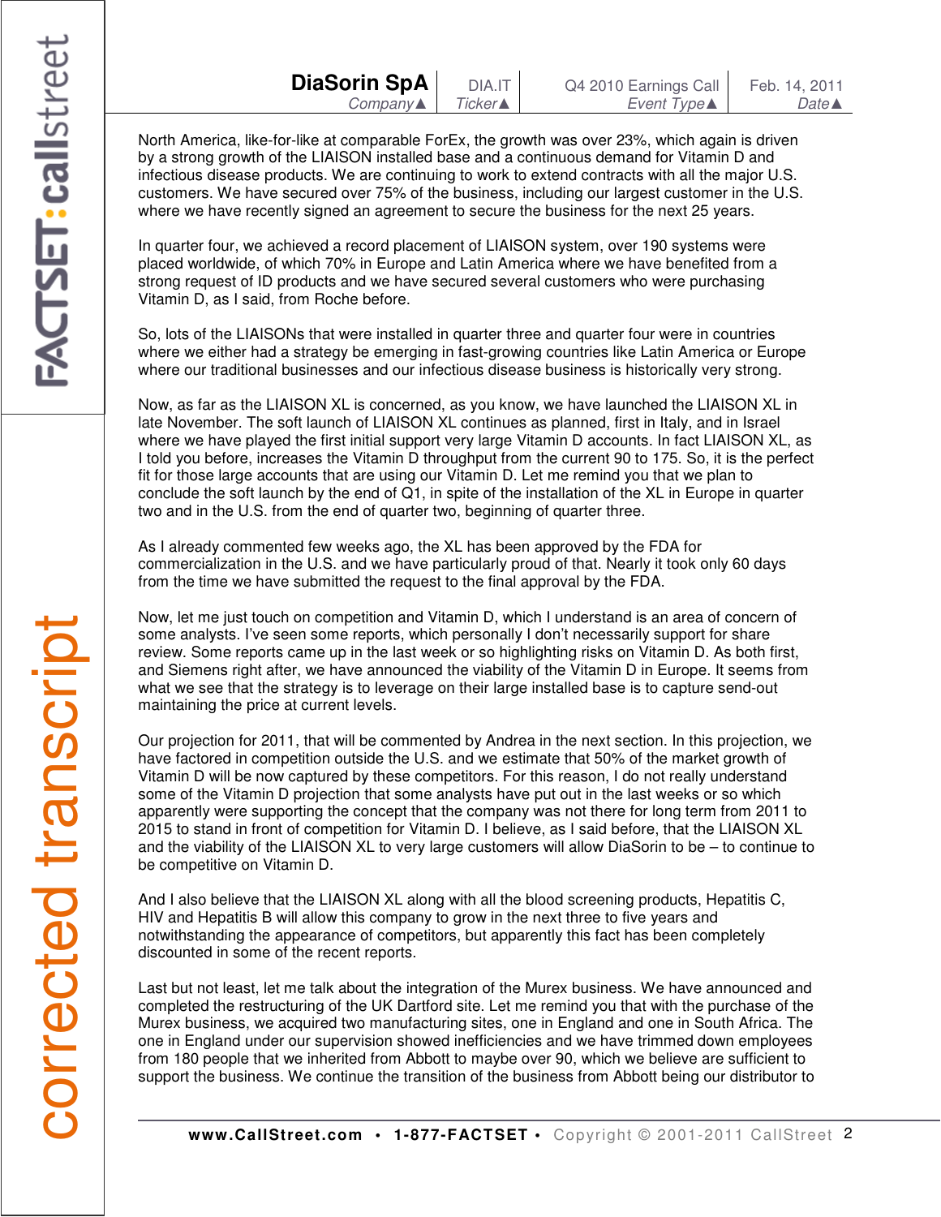North America, like-for-like at comparable ForEx, the growth was over 23%, which again is driven by a strong growth of the LIAISON installed base and a continuous demand for Vitamin D and infectious disease products. We are continuing to work to extend contracts with all the major U.S. customers. We have secured over 75% of the business, including our largest customer in the U.S. where we have recently signed an agreement to secure the business for the next 25 years.

In quarter four, we achieved a record placement of LIAISON system, over 190 systems were placed worldwide, of which 70% in Europe and Latin America where we have benefited from a strong request of ID products and we have secured several customers who were purchasing Vitamin D, as I said, from Roche before.

So, lots of the LIAISONs that were installed in quarter three and quarter four were in countries where we either had a strategy be emerging in fast-growing countries like Latin America or Europe where our traditional businesses and our infectious disease business is historically very strong.

Now, as far as the LIAISON XL is concerned, as you know, we have launched the LIAISON XL in late November. The soft launch of LIAISON XL continues as planned, first in Italy, and in Israel where we have played the first initial support very large Vitamin D accounts. In fact LIAISON XL, as I told you before, increases the Vitamin D throughput from the current 90 to 175. So, it is the perfect fit for those large accounts that are using our Vitamin D. Let me remind you that we plan to conclude the soft launch by the end of Q1, in spite of the installation of the XL in Europe in quarter two and in the U.S. from the end of quarter two, beginning of quarter three.

As I already commented few weeks ago, the XL has been approved by the FDA for commercialization in the U.S. and we have particularly proud of that. Nearly it took only 60 days from the time we have submitted the request to the final approval by the FDA.

Now, let me just touch on competition and Vitamin D, which I understand is an area of concern of some analysts. I've seen some reports, which personally I don't necessarily support for share review. Some reports came up in the last week or so highlighting risks on Vitamin D. As both first, and Siemens right after, we have announced the viability of the Vitamin D in Europe. It seems from what we see that the strategy is to leverage on their large installed base is to capture send-out maintaining the price at current levels.

Our projection for 2011, that will be commented by Andrea in the next section. In this projection, we have factored in competition outside the U.S. and we estimate that 50% of the market growth of Vitamin D will be now captured by these competitors. For this reason, I do not really understand some of the Vitamin D projection that some analysts have put out in the last weeks or so which apparently were supporting the concept that the company was not there for long term from 2011 to 2015 to stand in front of competition for Vitamin D. I believe, as I said before, that the LIAISON XL and the viability of the LIAISON XL to very large customers will allow DiaSorin to be – to continue to be competitive on Vitamin D.

And I also believe that the LIAISON XL along with all the blood screening products, Hepatitis C, HIV and Hepatitis B will allow this company to grow in the next three to five years and notwithstanding the appearance of competitors, but apparently this fact has been completely discounted in some of the recent reports.

Last but not least, let me talk about the integration of the Murex business. We have announced and completed the restructuring of the UK Dartford site. Let me remind you that with the purchase of the Murex business, we acquired two manufacturing sites, one in England and one in South Africa. The one in England under our supervision showed inefficiencies and we have trimmed down employees from 180 people that we inherited from Abbott to maybe over 90, which we believe are sufficient to support the business. We continue the transition of the business from Abbott being our distributor to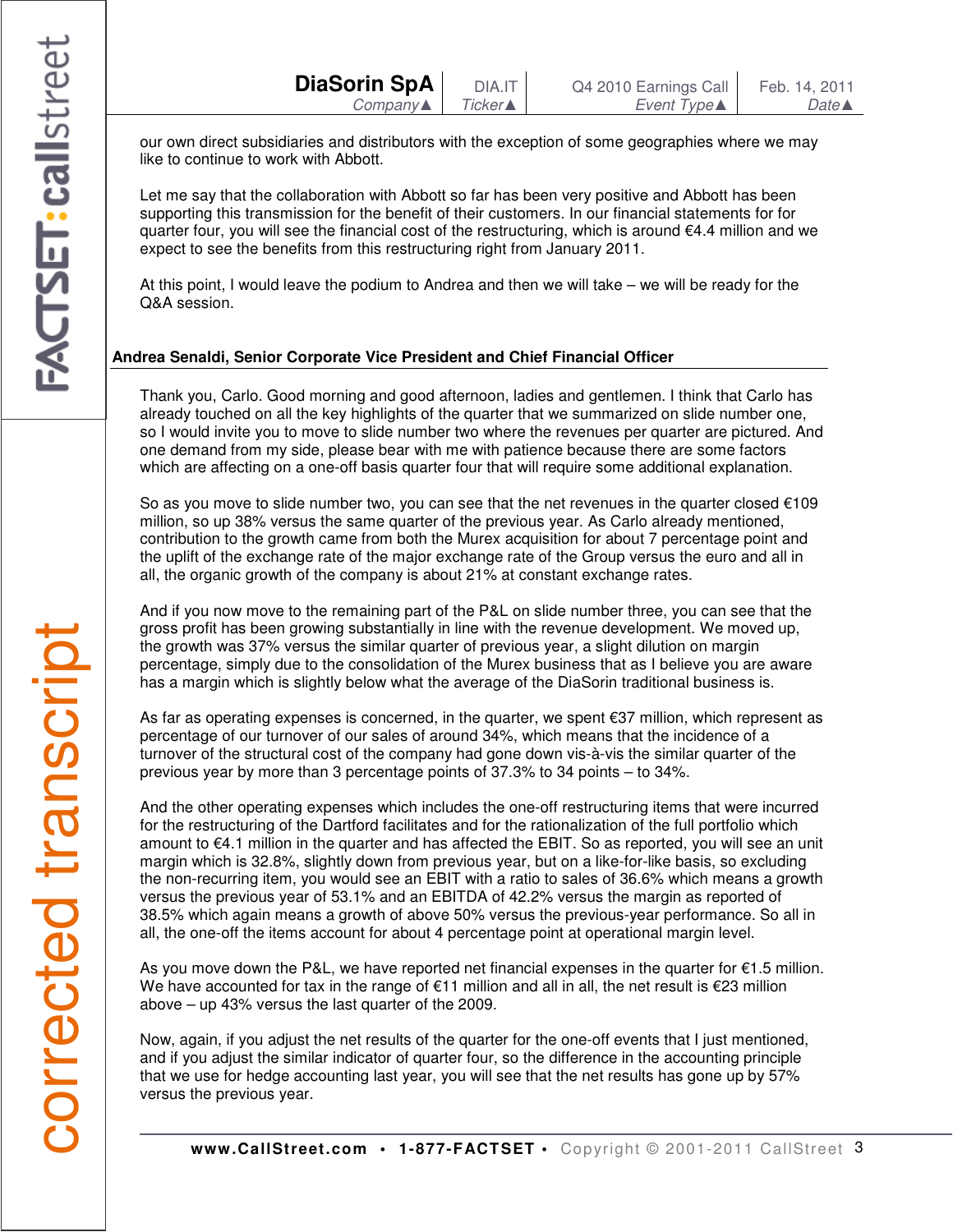our own direct subsidiaries and distributors with the exception of some geographies where we may like to continue to work with Abbott.

Let me say that the collaboration with Abbott so far has been very positive and Abbott has been supporting this transmission for the benefit of their customers. In our financial statements for for quarter four, you will see the financial cost of the restructuring, which is around €4.4 million and we expect to see the benefits from this restructuring right from January 2011.

At this point, I would leave the podium to Andrea and then we will take – we will be ready for the Q&A session.

### Andrea Senaldi, Senior Corporate Vice President and Chief Financial Officer

Thank you, Carlo. Good morning and good afternoon, ladies and gentlemen. I think that Carlo has already touched on all the key highlights of the quarter that we summarized on slide number one, so I would invite you to move to slide number two where the revenues per quarter are pictured. And one demand from my side, please bear with me with patience because there are some factors which are affecting on a one-off basis quarter four that will require some additional explanation.

So as you move to slide number two, you can see that the net revenues in the quarter closed €109 million, so up 38% versus the same quarter of the previous year. As Carlo already mentioned, contribution to the growth came from both the Murex acquisition for about 7 percentage point and the uplift of the exchange rate of the major exchange rate of the Group versus the euro and all in all, the organic growth of the company is about 21% at constant exchange rates.

And if you now move to the remaining part of the P&L on slide number three, you can see that the gross profit has been growing substantially in line with the revenue development. We moved up, the growth was 37% versus the similar quarter of previous year, a slight dilution on margin percentage, simply due to the consolidation of the Murex business that as I believe you are aware has a margin which is slightly below what the average of the DiaSorin traditional business is.

As far as operating expenses is concerned, in the quarter, we spent €37 million, which represent as percentage of our turnover of our sales of around 34%, which means that the incidence of a turnover of the structural cost of the company had gone down vis-à-vis the similar quarter of the previous year by more than 3 percentage points of 37.3% to 34 points – to 34%.

And the other operating expenses which includes the one-off restructuring items that were incurred for the restructuring of the Dartford facilitates and for the rationalization of the full portfolio which amount to €4.1 million in the quarter and has affected the EBIT. So as reported, you will see an unit margin which is 32.8%, slightly down from previous year, but on a like-for-like basis, so excluding the non-recurring item, you would see an EBIT with a ratio to sales of 36.6% which means a growth versus the previous year of 53.1% and an EBITDA of 42.2% versus the margin as reported of 38.5% which again means a growth of above 50% versus the previous-year performance. So all in all, the one-off the items account for about 4 percentage point at operational margin level.

As you move down the P&L, we have reported net financial expenses in the quarter for €1.5 million. We have accounted for tax in the range of €11 million and all in all, the net result is €23 million above – up 43% versus the last quarter of the 2009.

Now, again, if you adjust the net results of the quarter for the one-off events that I just mentioned, and if you adjust the similar indicator of quarter four, so the difference in the accounting principle that we use for hedge accounting last year, you will see that the net results has gone up by 57% versus the previous year.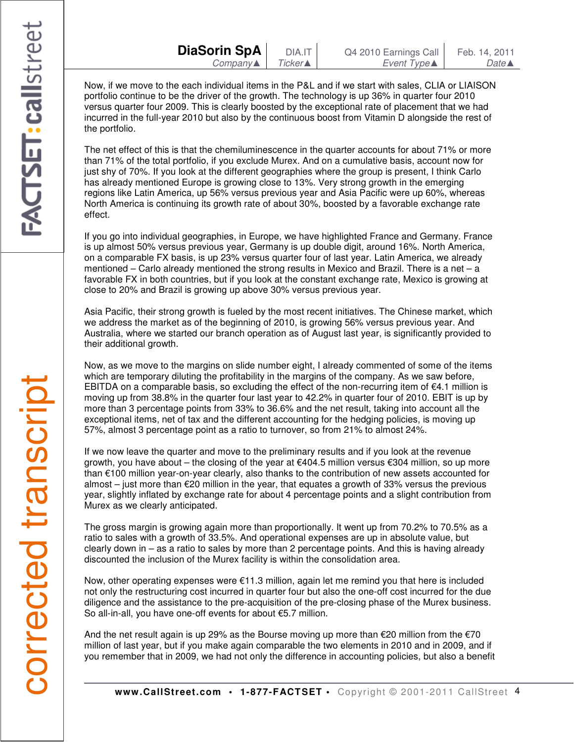Now, if we move to the each individual items in the P&L and if we start with sales, CLIA or LIAISON portfolio continue to be the driver of the growth. The technology is up 36% in quarter four 2010 versus quarter four 2009. This is clearly boosted by the exceptional rate of placement that we had incurred in the full-year 2010 but also by the continuous boost from Vitamin D alongside the rest of the portfolio.

The net effect of this is that the chemiluminescence in the quarter accounts for about 71% or more than 71% of the total portfolio, if you exclude Murex. And on a cumulative basis, account now for just shy of 70%. If you look at the different geographies where the group is present, I think Carlo has already mentioned Europe is growing close to 13%. Very strong growth in the emerging regions like Latin America, up 56% versus previous year and Asia Pacific were up 60%, whereas North America is continuing its growth rate of about 30%, boosted by a favorable exchange rate effect.

If you go into individual geographies, in Europe, we have highlighted France and Germany. France is up almost 50% versus previous year, Germany is up double digit, around 16%. North America, on a comparable FX basis, is up 23% versus quarter four of last year. Latin America, we already mentioned – Carlo already mentioned the strong results in Mexico and Brazil. There is a net – a favorable FX in both countries, but if you look at the constant exchange rate, Mexico is growing at close to 20% and Brazil is growing up above 30% versus previous year.

Asia Pacific, their strong growth is fueled by the most recent initiatives. The Chinese market, which we address the market as of the beginning of 2010, is growing 56% versus previous year. And Australia, where we started our branch operation as of August last year, is significantly provided to their additional growth.

Now, as we move to the margins on slide number eight, I already commented of some of the items which are temporary diluting the profitability in the margins of the company. As we saw before, EBITDA on a comparable basis, so excluding the effect of the non-recurring item of €4.1 million is moving up from 38.8% in the quarter four last year to 42.2% in quarter four of 2010. EBIT is up by more than 3 percentage points from 33% to 36.6% and the net result, taking into account all the exceptional items, net of tax and the different accounting for the hedging policies, is moving up 57%, almost 3 percentage point as a ratio to turnover, so from 21% to almost 24%.

If we now leave the quarter and move to the preliminary results and if you look at the revenue growth, you have about – the closing of the year at €404.5 million versus €304 million, so up more than €100 million year-on-year clearly, also thanks to the contribution of new assets accounted for almost – just more than €20 million in the year, that equates a growth of 33% versus the previous year, slightly inflated by exchange rate for about 4 percentage points and a slight contribution from Murex as we clearly anticipated.

The gross margin is growing again more than proportionally. It went up from 70.2% to 70.5% as a ratio to sales with a growth of 33.5%. And operational expenses are up in absolute value, but clearly down in – as a ratio to sales by more than 2 percentage points. And this is having already discounted the inclusion of the Murex facility is within the consolidation area.

Now, other operating expenses were €11.3 million, again let me remind you that here is included not only the restructuring cost incurred in quarter four but also the one-off cost incurred for the due diligence and the assistance to the pre-acquisition of the pre-closing phase of the Murex business. So all-in-all, you have one-off events for about €5.7 million.

And the net result again is up 29% as the Bourse moving up more than €20 million from the €70 million of last year, but if you make again comparable the two elements in 2010 and in 2009, and if you remember that in 2009, we had not only the difference in accounting policies, but also a benefit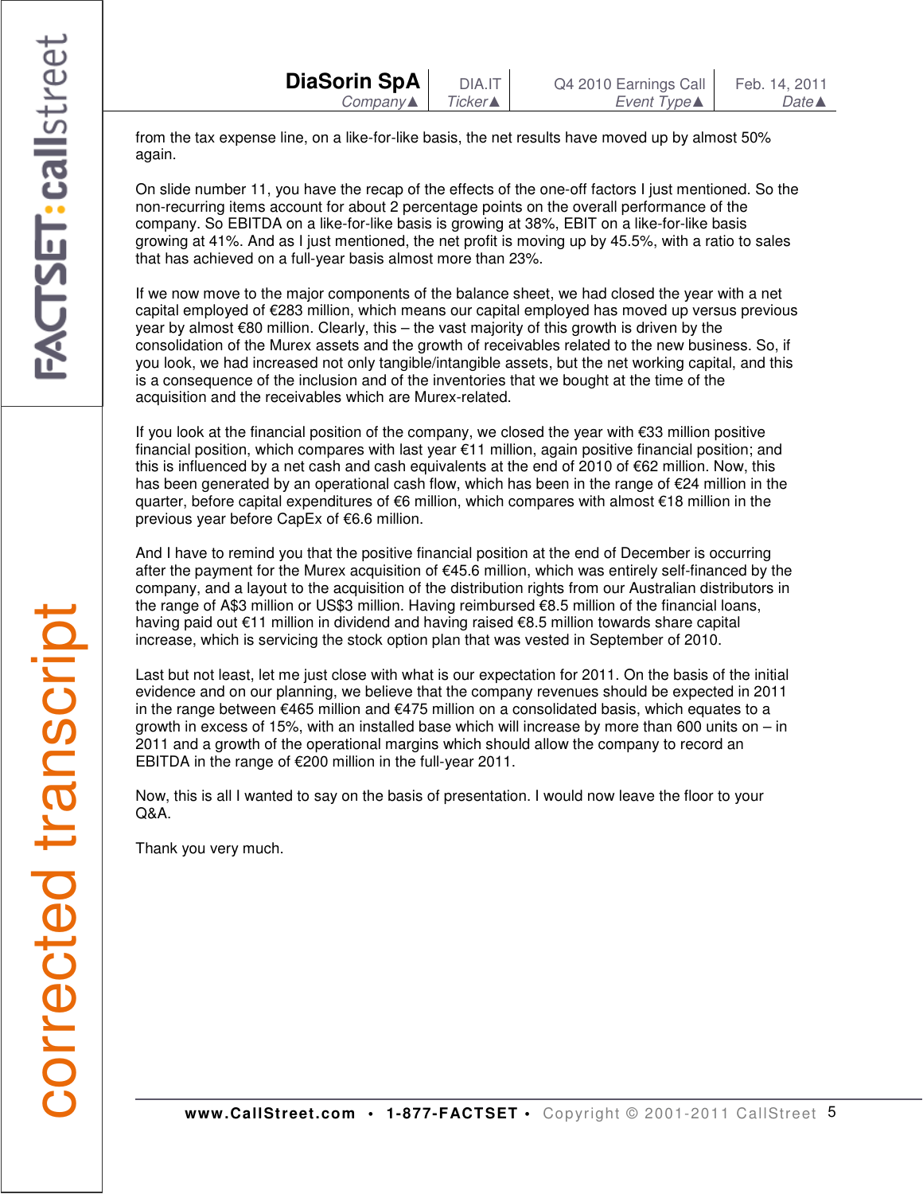from the tax expense line, on a like-for-like basis, the net results have moved up by almost 50% again.

On slide number 11, you have the recap of the effects of the one-off factors I just mentioned. So the non-recurring items account for about 2 percentage points on the overall performance of the company. So EBITDA on a like-for-like basis is growing at 38%, EBIT on a like-for-like basis growing at 41%. And as I just mentioned, the net profit is moving up by 45.5%, with a ratio to sales that has achieved on a full-year basis almost more than 23%.

If we now move to the major components of the balance sheet, we had closed the year with a net capital employed of €283 million, which means our capital employed has moved up versus previous year by almost €80 million. Clearly, this – the vast majority of this growth is driven by the consolidation of the Murex assets and the growth of receivables related to the new business. So, if you look, we had increased not only tangible/intangible assets, but the net working capital, and this is a consequence of the inclusion and of the inventories that we bought at the time of the acquisition and the receivables which are Murex-related.

If you look at the financial position of the company, we closed the year with €33 million positive financial position, which compares with last year €11 million, again positive financial position; and this is influenced by a net cash and cash equivalents at the end of 2010 of €62 million. Now, this has been generated by an operational cash flow, which has been in the range of €24 million in the quarter, before capital expenditures of €6 million, which compares with almost €18 million in the previous year before CapEx of €6.6 million.

And I have to remind you that the positive financial position at the end of December is occurring after the payment for the Murex acquisition of €45.6 million, which was entirely self-financed by the company, and a layout to the acquisition of the distribution rights from our Australian distributors in the range of A$3 million or US$3 million. Having reimbursed €8.5 million of the financial loans, having paid out €11 million in dividend and having raised €8.5 million towards share capital increase, which is servicing the stock option plan that was vested in September of 2010.

Last but not least, let me just close with what is our expectation for 2011. On the basis of the initial evidence and on our planning, we believe that the company revenues should be expected in 2011 in the range between €465 million and €475 million on a consolidated basis, which equates to a growth in excess of 15%, with an installed base which will increase by more than 600 units on – in 2011 and a growth of the operational margins which should allow the company to record an EBITDA in the range of €200 million in the full-year 2011.

Now, this is all I wanted to say on the basis of presentation. I would now leave the floor to your Q&A.

Thank you very much.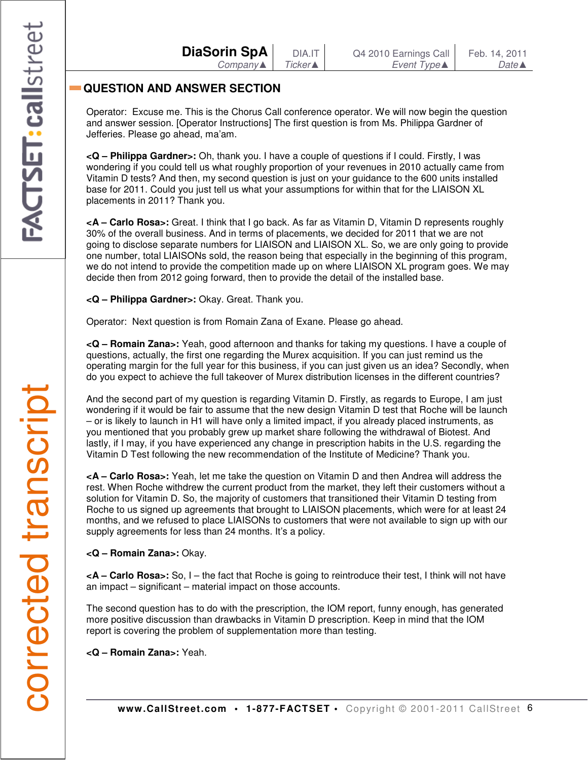## QUESTION AND ANSWER SECTION

Operator: Excuse me. This is the Chorus Call conference operator. We will now begin the question and answer session. [Operator Instructions] The first question is from Ms. Philippa Gardner of Jefferies. Please go ahead, ma'am.

**<Q – Philippa Gardner>:** Oh, thank you. I have a couple of questions if I could. Firstly, I was wondering if you could tell us what roughly proportion of your revenues in 2010 actually came from Vitamin D tests? And then, my second question is just on your guidance to the 600 units installed base for 2011. Could you just tell us what your assumptions for within that for the LIAISON XL placements in 2011? Thank you.

**<A – Carlo Rosa>:** Great. I think that I go back. As far as Vitamin D, Vitamin D represents roughly 30% of the overall business. And in terms of placements, we decided for 2011 that we are not going to disclose separate numbers for LIAISON and LIAISON XL. So, we are only going to provide one number, total LIAISONs sold, the reason being that especially in the beginning of this program, we do not intend to provide the competition made up on where LIAISON XL program goes. We may decide then from 2012 going forward, then to provide the detail of the installed base.

**<Q – Philippa Gardner>:** Okay. Great. Thank you.

Operator: Next question is from Romain Zana of Exane. Please go ahead.

**<Q – Romain Zana>:** Yeah, good afternoon and thanks for taking my questions. I have a couple of questions, actually, the first one regarding the Murex acquisition. If you can just remind us the operating margin for the full year for this business, if you can just given us an idea? Secondly, when do you expect to achieve the full takeover of Murex distribution licenses in the different countries?

And the second part of my question is regarding Vitamin D. Firstly, as regards to Europe, I am just wondering if it would be fair to assume that the new design Vitamin D test that Roche will be launch – or is likely to launch in H1 will have only a limited impact, if you already placed instruments, as you mentioned that you probably grew up market share following the withdrawal of Biotest. And lastly, if I may, if you have experienced any change in prescription habits in the U.S. regarding the Vitamin D Test following the new recommendation of the Institute of Medicine? Thank you.

**<A – Carlo Rosa>:** Yeah, let me take the question on Vitamin D and then Andrea will address the rest. When Roche withdrew the current product from the market, they left their customers without a solution for Vitamin D. So, the majority of customers that transitioned their Vitamin D testing from Roche to us signed up agreements that brought to LIAISON placements, which were for at least 24 months, and we refused to place LIAISONs to customers that were not available to sign up with our supply agreements for less than 24 months. It's a policy.

**<Q – Romain Zana>:** Okay.

**<A – Carlo Rosa>:** So, I – the fact that Roche is going to reintroduce their test, I think will not have an impact – significant – material impact on those accounts.

The second question has to do with the prescription, the IOM report, funny enough, has generated more positive discussion than drawbacks in Vitamin D prescription. Keep in mind that the IOM report is covering the problem of supplementation more than testing.

**<Q – Romain Zana>:** Yeah.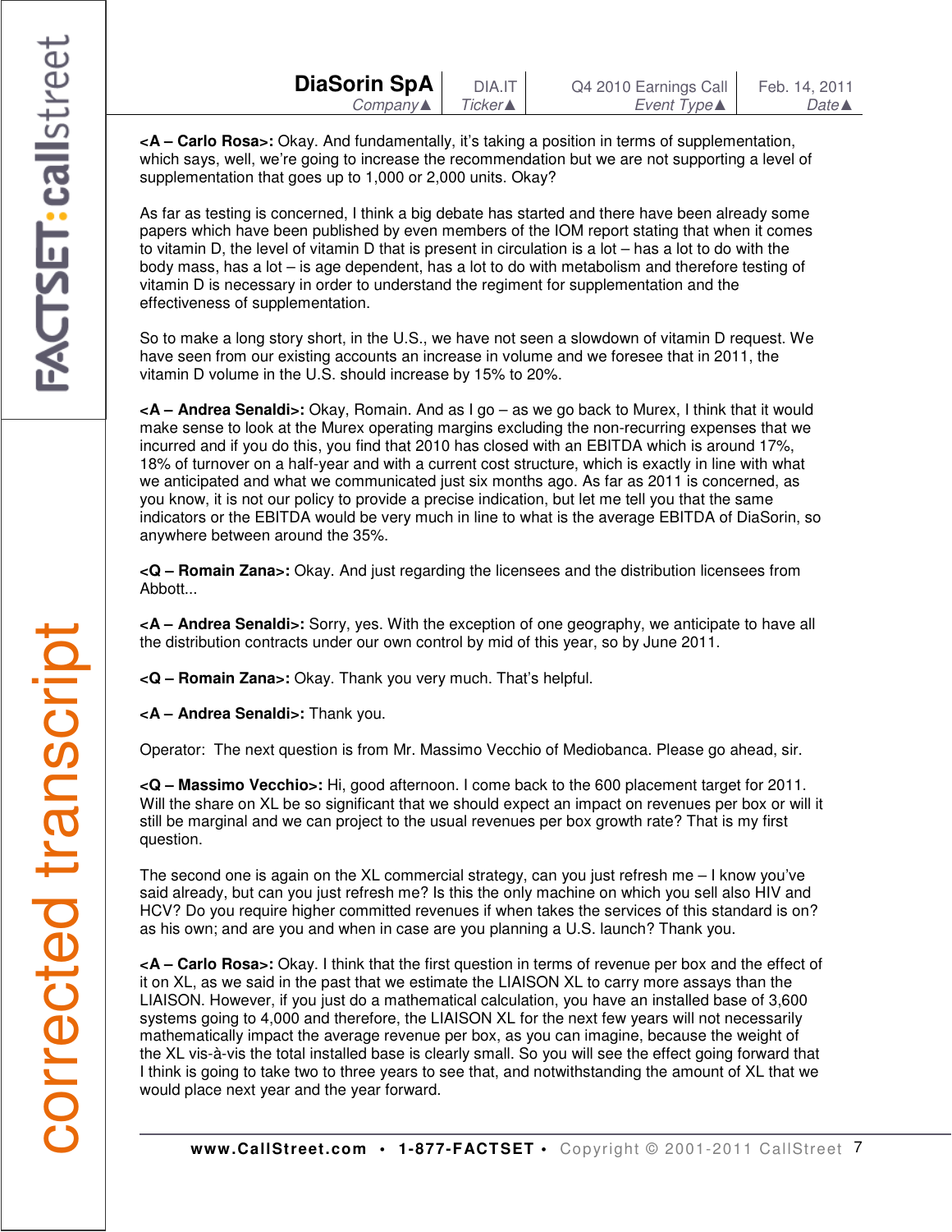**<A – Carlo Rosa>:** Okay. And fundamentally, it's taking a position in terms of supplementation, which says, well, we're going to increase the recommendation but we are not supporting a level of supplementation that goes up to 1,000 or 2,000 units. Okay?

As far as testing is concerned, I think a big debate has started and there have been already some papers which have been published by even members of the IOM report stating that when it comes to vitamin D, the level of vitamin D that is present in circulation is a lot – has a lot to do with the body mass, has a lot – is age dependent, has a lot to do with metabolism and therefore testing of vitamin D is necessary in order to understand the regiment for supplementation and the effectiveness of supplementation.

So to make a long story short, in the U.S., we have not seen a slowdown of vitamin D request. We have seen from our existing accounts an increase in volume and we foresee that in 2011, the vitamin D volume in the U.S. should increase by 15% to 20%.

**<A – Andrea Senaldi>:** Okay, Romain. And as I go – as we go back to Murex, I think that it would make sense to look at the Murex operating margins excluding the non-recurring expenses that we incurred and if you do this, you find that 2010 has closed with an EBITDA which is around 17%, 18% of turnover on a half-year and with a current cost structure, which is exactly in line with what we anticipated and what we communicated just six months ago. As far as 2011 is concerned, as you know, it is not our policy to provide a precise indication, but let me tell you that the same indicators or the EBITDA would be very much in line to what is the average EBITDA of DiaSorin, so anywhere between around the 35%.

**<Q – Romain Zana>:** Okay. And just regarding the licensees and the distribution licensees from Abbott...

**<A – Andrea Senaldi>:** Sorry, yes. With the exception of one geography, we anticipate to have all the distribution contracts under our own control by mid of this year, so by June 2011.

**<Q – Romain Zana>:** Okay. Thank you very much. That's helpful.

**<A – Andrea Senaldi>:** Thank you.

Operator: The next question is from Mr. Massimo Vecchio of Mediobanca. Please go ahead, sir.

**<Q – Massimo Vecchio>:** Hi, good afternoon. I come back to the 600 placement target for 2011. Will the share on XL be so significant that we should expect an impact on revenues per box or will it still be marginal and we can project to the usual revenues per box growth rate? That is my first question.

The second one is again on the XL commercial strategy, can you just refresh me – I know you've said already, but can you just refresh me? Is this the only machine on which you sell also HIV and HCV? Do you require higher committed revenues if when takes the services of this standard is on? as his own; and are you and when in case are you planning a U.S. launch? Thank you.

**<A – Carlo Rosa>:** Okay. I think that the first question in terms of revenue per box and the effect of it on XL, as we said in the past that we estimate the LIAISON XL to carry more assays than the LIAISON. However, if you just do a mathematical calculation, you have an installed base of 3,600 systems going to 4,000 and therefore, the LIAISON XL for the next few years will not necessarily mathematically impact the average revenue per box, as you can imagine, because the weight of the XL vis-à-vis the total installed base is clearly small. So you will see the effect going forward that I think is going to take two to three years to see that, and notwithstanding the amount of XL that we would place next year and the year forward.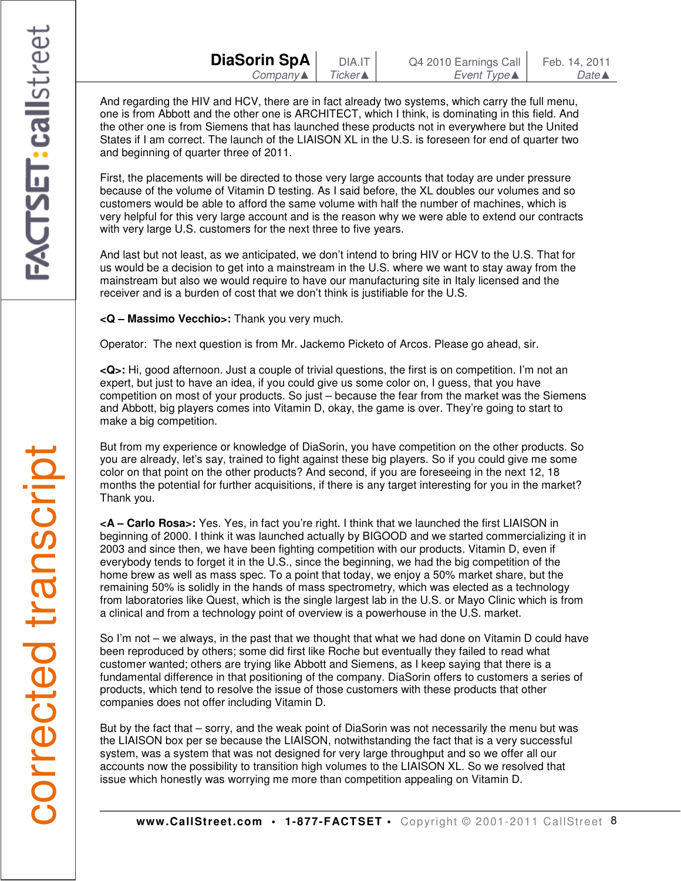And regarding the HIV and HCV, there are in fact already two systems, which carry the full menu, one is from Abbott and the other one is ARCHITECT, which I think, is dominating in this field. And the other one is from Siemens that has launched these products not in everywhere but the United States if I am correct. The launch of the LIAISON XL in the U.S. is foreseen for end of quarter two and beginning of quarter three of 2011.

First, the placements will be directed to those very large accounts that today are under pressure because of the volume of Vitamin D testing. As I said before, the XL doubles our volumes and so customers would be able to afford the same volume with half the number of machines, which is very helpful for this very large account and is the reason why we were able to extend our contracts with very large U.S. customers for the next three to five years.

And last but not least, as we anticipated, we don't intend to bring HIV or HCV to the U.S. That for us would be a decision to get into a mainstream in the U.S. where we want to stay away from the mainstream but also we would require to have our manufacturing site in Italy licensed and the receiver and is a burden of cost that we don't think is justifiable for the U.S.

**<Q – Massimo Vecchio>:** Thank you very much.

Operator: The next question is from Mr. Jackemo Picketo of Arcos. Please go ahead, sir.

**<Q>:** Hi, good afternoon. Just a couple of trivial questions, the first is on competition. I'm not an expert, but just to have an idea, if you could give us some color on, I guess, that you have competition on most of your products. So just – because the fear from the market was the Siemens and Abbott, big players comes into Vitamin D, okay, the game is over. They're going to start to make a big competition.

But from my experience or knowledge of DiaSorin, you have competition on the other products. So you are already, let's say, trained to fight against these big players. So if you could give me some color on that point on the other products? And second, if you are foreseeing in the next 12, 18 months the potential for further acquisitions, if there is any target interesting for you in the market? Thank you.

**<A – Carlo Rosa>:** Yes. Yes, in fact you're right. I think that we launched the first LIAISON in beginning of 2000. I think it was launched actually by BIGOOD and we started commercializing it in 2003 and since then, we have been fighting competition with our products. Vitamin D, even if everybody tends to forget it in the U.S., since the beginning, we had the big competition of the home brew as well as mass spec. To a point that today, we enjoy a 50% market share, but the remaining 50% is solidly in the hands of mass spectrometry, which was elected as a technology from laboratories like Quest, which is the single largest lab in the U.S. or Mayo Clinic which is from a clinical and from a technology point of overview is a powerhouse in the U.S. market.

So I'm not – we always, in the past that we thought that what we had done on Vitamin D could have been reproduced by others; some did first like Roche but eventually they failed to read what customer wanted; others are trying like Abbott and Siemens, as I keep saying that there is a fundamental difference in that positioning of the company. DiaSorin offers to customers a series of products, which tend to resolve the issue of those customers with these products that other companies does not offer including Vitamin D.

But by the fact that – sorry, and the weak point of DiaSorin was not necessarily the menu but was the LIAISON box per se because the LIAISON, notwithstanding the fact that is a very successful system, was a system that was not designed for very large throughput and so we offer all our accounts now the possibility to transition high volumes to the LIAISON XL. So we resolved that issue which honestly was worrying me more than competition appealing on Vitamin D.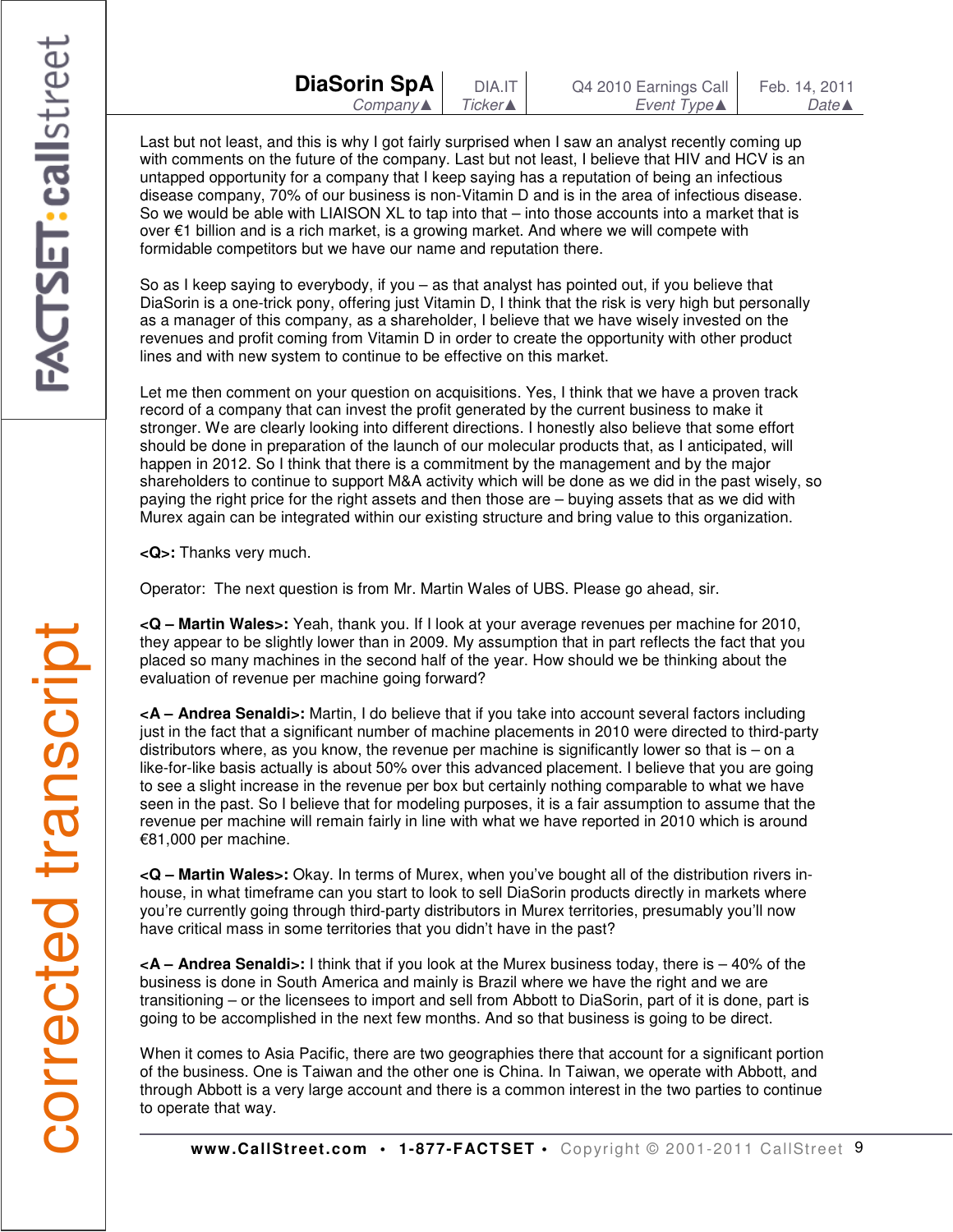Last but not least, and this is why I got fairly surprised when I saw an analyst recently coming up with comments on the future of the company. Last but not least, I believe that HIV and HCV is an untapped opportunity for a company that I keep saying has a reputation of being an infectious disease company, 70% of our business is non-Vitamin D and is in the area of infectious disease. So we would be able with LIAISON XL to tap into that – into those accounts into a market that is over €1 billion and is a rich market, is a growing market. And where we will compete with formidable competitors but we have our name and reputation there.

So as I keep saying to everybody, if you – as that analyst has pointed out, if you believe that DiaSorin is a one-trick pony, offering just Vitamin D, I think that the risk is very high but personally as a manager of this company, as a shareholder, I believe that we have wisely invested on the revenues and profit coming from Vitamin D in order to create the opportunity with other product lines and with new system to continue to be effective on this market.

Let me then comment on your question on acquisitions. Yes, I think that we have a proven track record of a company that can invest the profit generated by the current business to make it stronger. We are clearly looking into different directions. I honestly also believe that some effort should be done in preparation of the launch of our molecular products that, as I anticipated, will happen in 2012. So I think that there is a commitment by the management and by the major shareholders to continue to support M&A activity which will be done as we did in the past wisely, so paying the right price for the right assets and then those are – buying assets that as we did with Murex again can be integrated within our existing structure and bring value to this organization.

**<Q>:** Thanks very much.

Operator: The next question is from Mr. Martin Wales of UBS. Please go ahead, sir.

**<Q – Martin Wales>:** Yeah, thank you. If I look at your average revenues per machine for 2010, they appear to be slightly lower than in 2009. My assumption that in part reflects the fact that you placed so many machines in the second half of the year. How should we be thinking about the evaluation of revenue per machine going forward?

**<A – Andrea Senaldi>:** Martin, I do believe that if you take into account several factors including just in the fact that a significant number of machine placements in 2010 were directed to third-party distributors where, as you know, the revenue per machine is significantly lower so that is – on a like-for-like basis actually is about 50% over this advanced placement. I believe that you are going to see a slight increase in the revenue per box but certainly nothing comparable to what we have seen in the past. So I believe that for modeling purposes, it is a fair assumption to assume that the revenue per machine will remain fairly in line with what we have reported in 2010 which is around €81,000 per machine.

**<Q – Martin Wales>:** Okay. In terms of Murex, when you've bought all of the distribution rivers in-house, in what timeframe can you start to look to sell DiaSorin products directly in markets where you're currently going through third-party distributors in Murex territories, presumably you'll now have critical mass in some territories that you didn't have in the past?

**<A – Andrea Senaldi>:** I think that if you look at the Murex business today, there is – 40% of the business is done in South America and mainly is Brazil where we have the right and we are transitioning – or the licensees to import and sell from Abbott to DiaSorin, part of it is done, part is going to be accomplished in the next few months. And so that business is going to be direct.

When it comes to Asia Pacific, there are two geographies there that account for a significant portion of the business. One is Taiwan and the other one is China. In Taiwan, we operate with Abbott, and through Abbott is a very large account and there is a common interest in the two parties to continue to operate that way.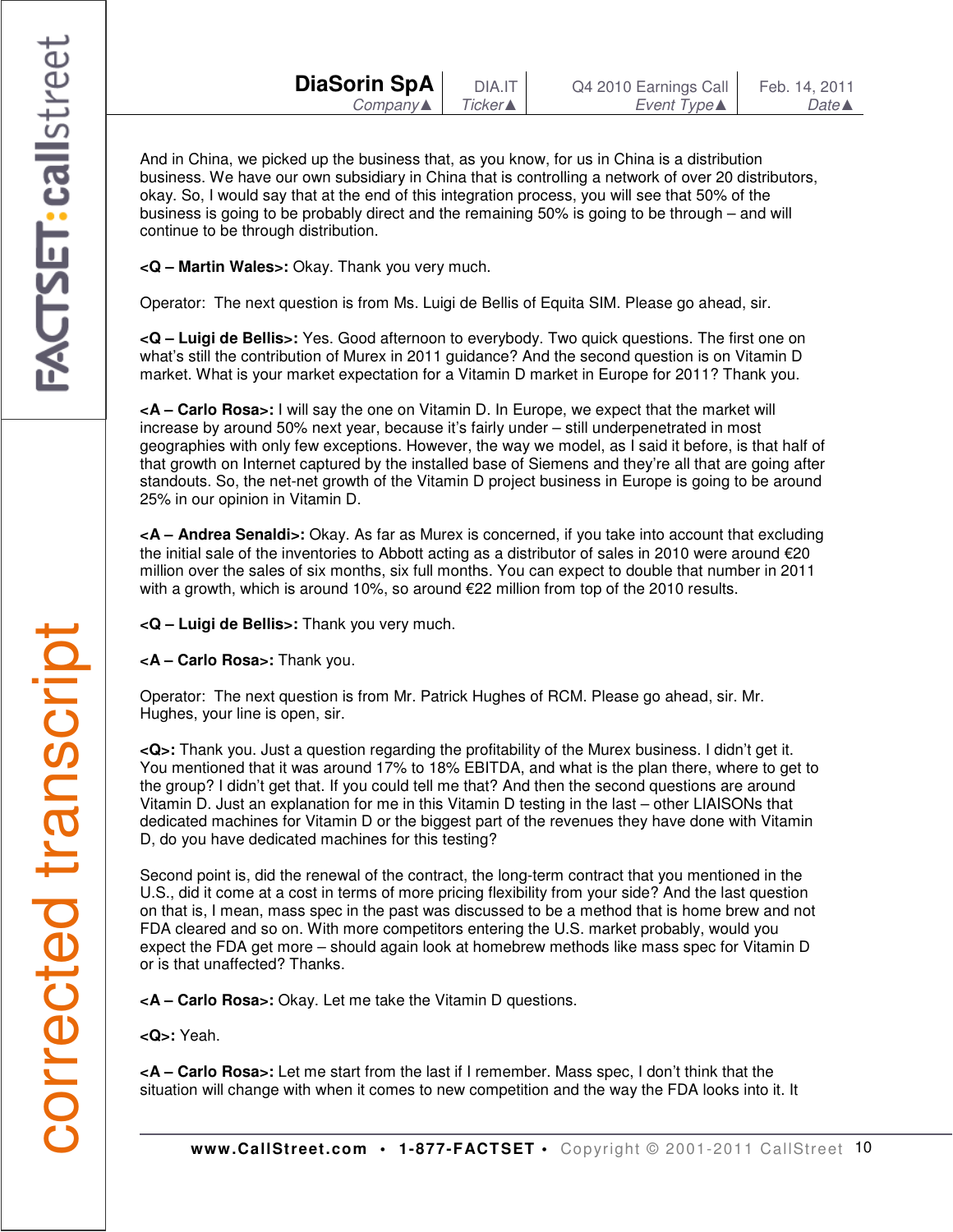And in China, we picked up the business that, as you know, for us in China is a distribution business. We have our own subsidiary in China that is controlling a network of over 20 distributors, okay. So, I would say that at the end of this integration process, you will see that 50% of the business is going to be probably direct and the remaining 50% is going to be through – and will continue to be through distribution.

**<Q – Martin Wales>:** Okay. Thank you very much.

Operator: The next question is from Ms. Luigi de Bellis of Equita SIM. Please go ahead, sir.

**<Q – Luigi de Bellis>:** Yes. Good afternoon to everybody. Two quick questions. The first one on what's still the contribution of Murex in 2011 guidance? And the second question is on Vitamin D market. What is your market expectation for a Vitamin D market in Europe for 2011? Thank you.

**<A – Carlo Rosa>:** I will say the one on Vitamin D. In Europe, we expect that the market will increase by around 50% next year, because it's fairly under – still underpenetrated in most geographies with only few exceptions. However, the way we model, as I said it before, is that half of that growth on Internet captured by the installed base of Siemens and they're all that are going after standouts. So, the net-net growth of the Vitamin D project business in Europe is going to be around 25% in our opinion in Vitamin D.

**<A – Andrea Senaldi>:** Okay. As far as Murex is concerned, if you take into account that excluding the initial sale of the inventories to Abbott acting as a distributor of sales in 2010 were around €20 million over the sales of six months, six full months. You can expect to double that number in 2011 with a growth, which is around 10%, so around €22 million from top of the 2010 results.

**<Q – Luigi de Bellis>:** Thank you very much.

**<A – Carlo Rosa>:** Thank you.

Operator: The next question is from Mr. Patrick Hughes of RCM. Please go ahead, sir. Mr. Hughes, your line is open, sir.

**<Q>:** Thank you. Just a question regarding the profitability of the Murex business. I didn't get it. You mentioned that it was around 17% to 18% EBITDA, and what is the plan there, where to get to the group? I didn't get that. If you could tell me that? And then the second questions are around Vitamin D. Just an explanation for me in this Vitamin D testing in the last – other LIAISONs that dedicated machines for Vitamin D or the biggest part of the revenues they have done with Vitamin D, do you have dedicated machines for this testing?

Second point is, did the renewal of the contract, the long-term contract that you mentioned in the U.S., did it come at a cost in terms of more pricing flexibility from your side? And the last question on that is, I mean, mass spec in the past was discussed to be a method that is home brew and not FDA cleared and so on. With more competitors entering the U.S. market probably, would you expect the FDA get more – should again look at homebrew methods like mass spec for Vitamin D or is that unaffected? Thanks.

**<A – Carlo Rosa>:** Okay. Let me take the Vitamin D questions.

**<Q>:** Yeah.

**<A – Carlo Rosa>:** Let me start from the last if I remember. Mass spec, I don't think that the situation will change with when it comes to new competition and the way the FDA looks into it. It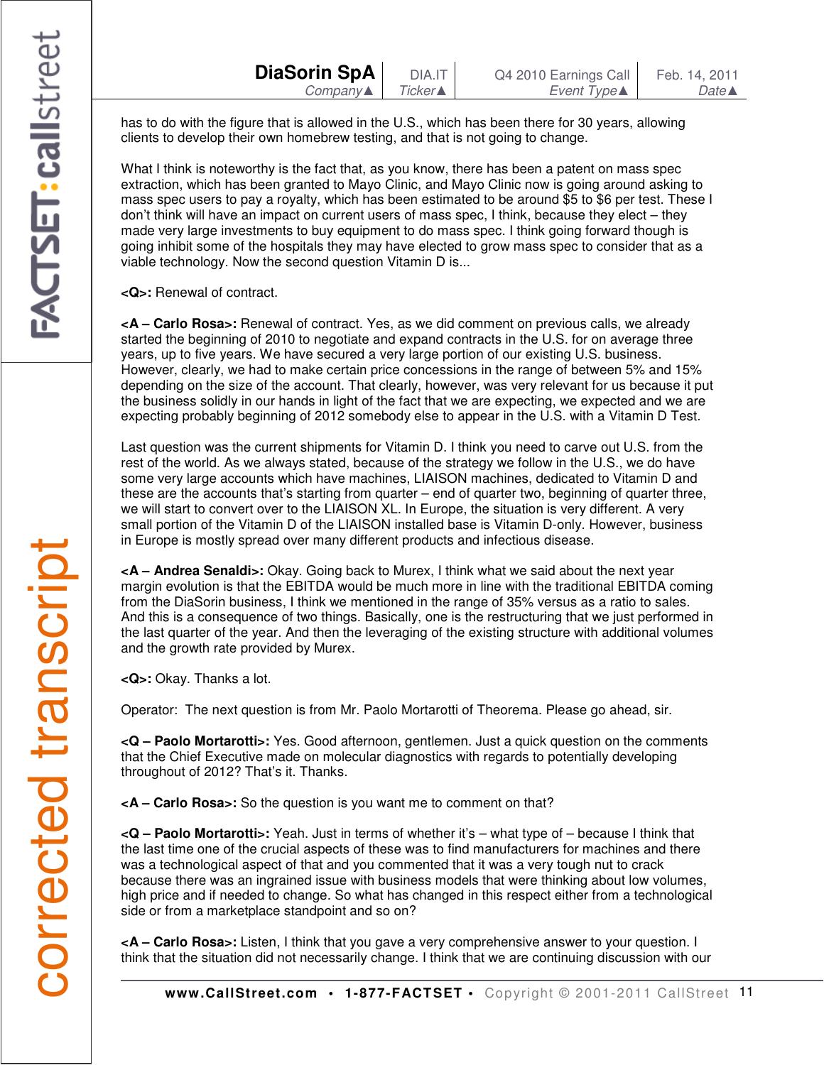has to do with the figure that is allowed in the U.S., which has been there for 30 years, allowing clients to develop their own homebrew testing, and that is not going to change.

What I think is noteworthy is the fact that, as you know, there has been a patent on mass spec extraction, which has been granted to Mayo Clinic, and Mayo Clinic now is going around asking to mass spec users to pay a royalty, which has been estimated to be around $5 to $6 per test. These I don't think will have an impact on current users of mass spec, I think, because they elect – they made very large investments to buy equipment to do mass spec. I think going forward though is going inhibit some of the hospitals they may have elected to grow mass spec to consider that as a viable technology. Now the second question Vitamin D is...

**<Q>:** Renewal of contract.

**<A – Carlo Rosa>:** Renewal of contract. Yes, as we did comment on previous calls, we already started the beginning of 2010 to negotiate and expand contracts in the U.S. for on average three years, up to five years. We have secured a very large portion of our existing U.S. business. However, clearly, we had to make certain price concessions in the range of between 5% and 15% depending on the size of the account. That clearly, however, was very relevant for us because it put the business solidly in our hands in light of the fact that we are expecting, we expected and we are expecting probably beginning of 2012 somebody else to appear in the U.S. with a Vitamin D Test.

Last question was the current shipments for Vitamin D. I think you need to carve out U.S. from the rest of the world. As we always stated, because of the strategy we follow in the U.S., we do have some very large accounts which have machines, LIAISON machines, dedicated to Vitamin D and these are the accounts that's starting from quarter – end of quarter two, beginning of quarter three, we will start to convert over to the LIAISON XL. In Europe, the situation is very different. A very small portion of the Vitamin D of the LIAISON installed base is Vitamin D-only. However, business in Europe is mostly spread over many different products and infectious disease.

**<A – Andrea Senaldi>:** Okay. Going back to Murex, I think what we said about the next year margin evolution is that the EBITDA would be much more in line with the traditional EBITDA coming from the DiaSorin business, I think we mentioned in the range of 35% versus as a ratio to sales. And this is a consequence of two things. Basically, one is the restructuring that we just performed in the last quarter of the year. And then the leveraging of the existing structure with additional volumes and the growth rate provided by Murex.

**<Q>:** Okay. Thanks a lot.

Operator: The next question is from Mr. Paolo Mortarotti of Theorema. Please go ahead, sir.

**<Q – Paolo Mortarotti>:** Yes. Good afternoon, gentlemen. Just a quick question on the comments that the Chief Executive made on molecular diagnostics with regards to potentially developing throughout of 2012? That's it. Thanks.

**<A – Carlo Rosa>:** So the question is you want me to comment on that?

**<Q – Paolo Mortarotti>:** Yeah. Just in terms of whether it's – what type of – because I think that the last time one of the crucial aspects of these was to find manufacturers for machines and there was a technological aspect of that and you commented that it was a very tough nut to crack because there was an ingrained issue with business models that were thinking about low volumes, high price and if needed to change. So what has changed in this respect either from a technological side or from a marketplace standpoint and so on?

**<A – Carlo Rosa>:** Listen, I think that you gave a very comprehensive answer to your question. I think that the situation did not necessarily change. I think that we are continuing discussion with our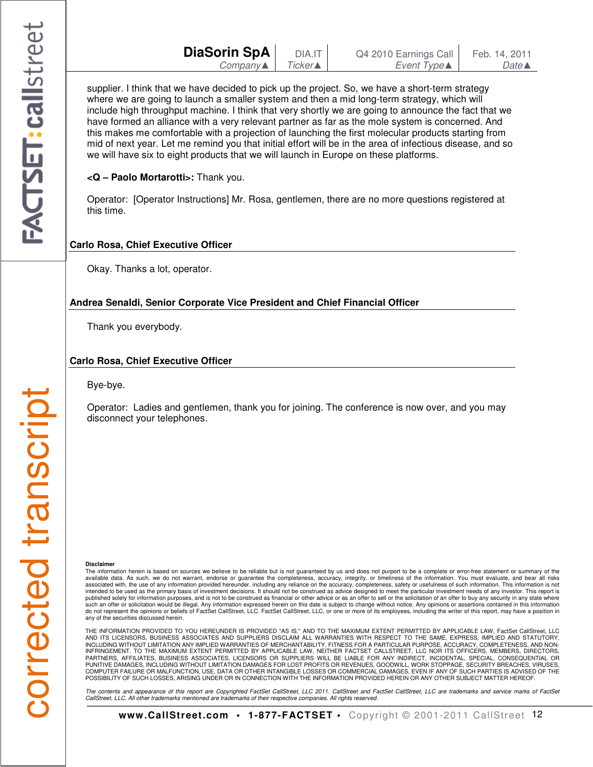supplier. I think that we have decided to pick up the project. So, we have a short-term strategy where we are going to launch a smaller system and then a mid long-term strategy, which will include high throughput machine. I think that very shortly we are going to announce the fact that we have formed an alliance with a very relevant partner as far as the mole system is concerned. And this makes me comfortable with a projection of launching the first molecular products starting from mid of next year. Let me remind you that initial effort will be in the area of infectious disease, and so we will have six to eight products that we will launch in Europe on these platforms.

**<Q – Paolo Mortarotti>:** Thank you.

Operator: [Operator Instructions] Mr. Rosa, gentlemen, there are no more questions registered at this time.

### Carlo Rosa, Chief Executive Officer

Okay. Thanks a lot, operator.

### Andrea Senaldi, Senior Corporate Vice President and Chief Financial Officer

Thank you everybody.

### Carlo Rosa, Chief Executive Officer

Bye-bye.

Operator: Ladies and gentlemen, thank you for joining. The conference is now over, and you may disconnect your telephones.

**Disclaimer**

The information herein is based on sources we believe to be reliable but is not guaranteed by us and does not purport to be a complete or error-free statement or summary of the available data. As such, we do not warrant, endorse or guarantee the completeness, accuracy, integrity, or timeliness of the information. You must evaluate, and bear all risks associated with, the use of any information provided hereunder, including any reliance on the accuracy, completeness, safety or usefulness of such information. This information is not intended to be used as the primary basis of investment decisions. It should not be construed as advice designed to meet the particular investment needs of any investor. This report is published solely for information purposes, and is not to be construed as financial or other advice or as an offer to sell or the solicitation of an offer to buy any security in any state where such an offer or solicitation would be illegal. Any information expressed herein on this date is subject to change without notice. Any opinions or assertions contained in this information do not represent the opinions or beliefs of FactSet CallStreet, LLC. FactSet CallStreet, LLC, or one or more of its employees, including the writer of this report, may have a position in any of the securities discussed herein.

THE INFORMATION PROVIDED TO YOU HEREUNDER IS PROVIDED "AS IS," AND TO THE MAXIMUM EXTENT PERMITTED BY APPLICABLE LAW, FactSet CallStreet, LLC AND ITS LICENSORS, BUSINESS ASSOCIATES AND SUPPLIERS DISCLAIM ALL WARRANTIES WITH RESPECT TO THE SAME, EXPRESS, IMPLIED AND STATUTORY, INCLUDING WITHOUT LIMITATION ANY IMPLIED WARRANTIES OF MERCHANTABILITY, FITNESS FOR A PARTICULAR PURPOSE, ACCURACY, COMPLETENESS, AND NON-INFRINGEMENT. TO THE MAXIMUM EXTENT PERMITTED BY APPLICABLE LAW, NEITHER FACTSET CALLSTREET, LLC NOR ITS OFFICERS, MEMBERS, DIRECTORS, PARTNERS, AFFILIATES, BUSINESS ASSOCIATES, LICENSORS OR SUPPLIERS WILL BE LIABLE FOR ANY INDIRECT, INCIDENTAL, SPECIAL, CONSEQUENTIAL OR PUNITIVE DAMAGES, INCLUDING WITHOUT LIMITATION DAMAGES FOR LOST PROFITS OR REVENUES, GOODWILL, WORK STOPPAGE, SECURITY BREACHES, VIRUSES, COMPUTER FAILURE OR MALFUNCTION, USE, DATA OR OTHER INTANGIBLE LOSSES OR COMMERCIAL DAMAGES, EVEN IF ANY OF SUCH PARTIES IS ADVISED OF THE POSSIBILITY OF SUCH LOSSES, ARISING UNDER OR IN CONNECTION WITH THE INFORMATION PROVIDED HEREIN OR ANY OTHER SUBJECT MATTER HEREOF.

*The contents and appearance of this report are Copyrighted FactSet CallStreet, LLC 2011. CallStreet and FactSet CallStreet, LLC are trademarks and service marks of FactSet CallStreet, LLC. All other trademarks mentioned are trademarks of their respective companies. All rights reserved.*